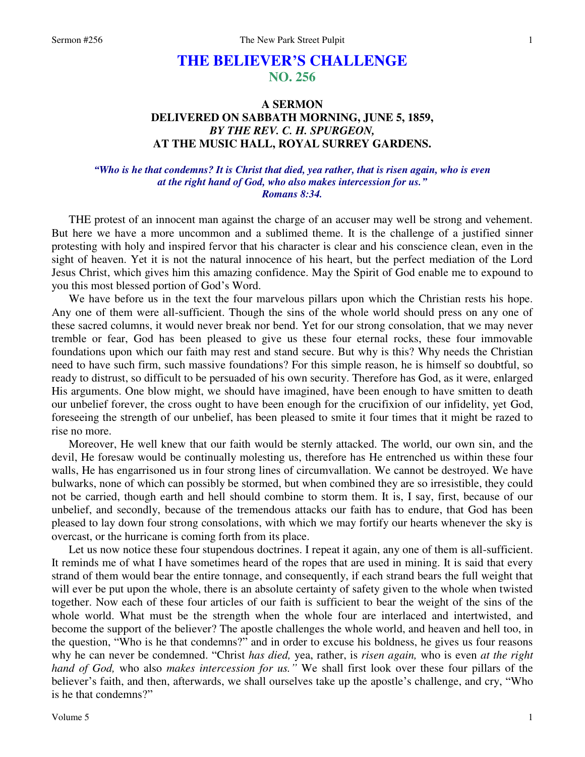# THE BELIEVER'S CHALLENGE
## NO. 256

### A SERMON
### DELIVERED ON SABBATH MORNING, JUNE 5, 1859,
### *BY THE REV. C. H. SPURGEON,*
### AT THE MUSIC HALL, ROYAL SURREY GARDENS.

***"Who is he that condemns? It is Christ that died, yea rather, that is risen again, who is even at the right hand of God, who also makes intercession for us."***
***Romans 8:34.***

THE protest of an innocent man against the charge of an accuser may well be strong and vehement. But here we have a more uncommon and a sublimed theme. It is the challenge of a justified sinner protesting with holy and inspired fervor that his character is clear and his conscience clean, even in the sight of heaven. Yet it is not the natural innocence of his heart, but the perfect mediation of the Lord Jesus Christ, which gives him this amazing confidence. May the Spirit of God enable me to expound to you this most blessed portion of God's Word.

We have before us in the text the four marvelous pillars upon which the Christian rests his hope. Any one of them were all-sufficient. Though the sins of the whole world should press on any one of these sacred columns, it would never break nor bend. Yet for our strong consolation, that we may never tremble or fear, God has been pleased to give us these four eternal rocks, these four immovable foundations upon which our faith may rest and stand secure. But why is this? Why needs the Christian need to have such firm, such massive foundations? For this simple reason, he is himself so doubtful, so ready to distrust, so difficult to be persuaded of his own security. Therefore has God, as it were, enlarged His arguments. One blow might, we should have imagined, have been enough to have smitten to death our unbelief forever, the cross ought to have been enough for the crucifixion of our infidelity, yet God, foreseeing the strength of our unbelief, has been pleased to smite it four times that it might be razed to rise no more.

Moreover, He well knew that our faith would be sternly attacked. The world, our own sin, and the devil, He foresaw would be continually molesting us, therefore has He entrenched us within these four walls, He has engarrisoned us in four strong lines of circumvallation. We cannot be destroyed. We have bulwarks, none of which can possibly be stormed, but when combined they are so irresistible, they could not be carried, though earth and hell should combine to storm them. It is, I say, first, because of our unbelief, and secondly, because of the tremendous attacks our faith has to endure, that God has been pleased to lay down four strong consolations, with which we may fortify our hearts whenever the sky is overcast, or the hurricane is coming forth from its place.

Let us now notice these four stupendous doctrines. I repeat it again, any one of them is all-sufficient. It reminds me of what I have sometimes heard of the ropes that are used in mining. It is said that every strand of them would bear the entire tonnage, and consequently, if each strand bears the full weight that will ever be put upon the whole, there is an absolute certainty of safety given to the whole when twisted together. Now each of these four articles of our faith is sufficient to bear the weight of the sins of the whole world. What must be the strength when the whole four are interlaced and intertwisted, and become the support of the believer? The apostle challenges the whole world, and heaven and hell too, in the question, "Who is he that condemns?" and in order to excuse his boldness, he gives us four reasons why he can never be condemned. "Christ *has died,* yea, rather, is *risen again,* who is even *at the right hand of God,* who also *makes intercession for us."* We shall first look over these four pillars of the believer's faith, and then, afterwards, we shall ourselves take up the apostle's challenge, and cry, "Who is he that condemns?"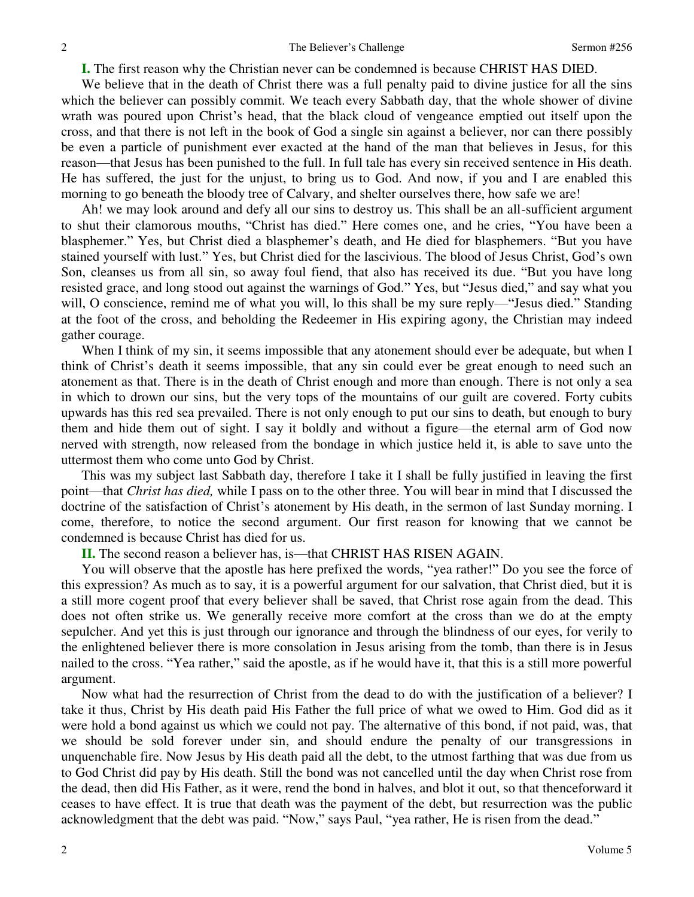**I.** The first reason why the Christian never can be condemned is because CHRIST HAS DIED.

We believe that in the death of Christ there was a full penalty paid to divine justice for all the sins which the believer can possibly commit. We teach every Sabbath day, that the whole shower of divine wrath was poured upon Christ's head, that the black cloud of vengeance emptied out itself upon the cross, and that there is not left in the book of God a single sin against a believer, nor can there possibly be even a particle of punishment ever exacted at the hand of the man that believes in Jesus, for this reason—that Jesus has been punished to the full. In full tale has every sin received sentence in His death. He has suffered, the just for the unjust, to bring us to God. And now, if you and I are enabled this morning to go beneath the bloody tree of Calvary, and shelter ourselves there, how safe we are!

Ah! we may look around and defy all our sins to destroy us. This shall be an all-sufficient argument to shut their clamorous mouths, "Christ has died." Here comes one, and he cries, "You have been a blasphemer." Yes, but Christ died a blasphemer's death, and He died for blasphemers. "But you have stained yourself with lust." Yes, but Christ died for the lascivious. The blood of Jesus Christ, God's own Son, cleanses us from all sin, so away foul fiend, that also has received its due. "But you have long resisted grace, and long stood out against the warnings of God." Yes, but "Jesus died," and say what you will, O conscience, remind me of what you will, lo this shall be my sure reply—"Jesus died." Standing at the foot of the cross, and beholding the Redeemer in His expiring agony, the Christian may indeed gather courage.

When I think of my sin, it seems impossible that any atonement should ever be adequate, but when I think of Christ's death it seems impossible, that any sin could ever be great enough to need such an atonement as that. There is in the death of Christ enough and more than enough. There is not only a sea in which to drown our sins, but the very tops of the mountains of our guilt are covered. Forty cubits upwards has this red sea prevailed. There is not only enough to put our sins to death, but enough to bury them and hide them out of sight. I say it boldly and without a figure—the eternal arm of God now nerved with strength, now released from the bondage in which justice held it, is able to save unto the uttermost them who come unto God by Christ.

This was my subject last Sabbath day, therefore I take it I shall be fully justified in leaving the first point—that *Christ has died,* while I pass on to the other three. You will bear in mind that I discussed the doctrine of the satisfaction of Christ's atonement by His death, in the sermon of last Sunday morning. I come, therefore, to notice the second argument. Our first reason for knowing that we cannot be condemned is because Christ has died for us.

**II.** The second reason a believer has, is—that CHRIST HAS RISEN AGAIN.

You will observe that the apostle has here prefixed the words, "yea rather!" Do you see the force of this expression? As much as to say, it is a powerful argument for our salvation, that Christ died, but it is a still more cogent proof that every believer shall be saved, that Christ rose again from the dead. This does not often strike us. We generally receive more comfort at the cross than we do at the empty sepulcher. And yet this is just through our ignorance and through the blindness of our eyes, for verily to the enlightened believer there is more consolation in Jesus arising from the tomb, than there is in Jesus nailed to the cross. "Yea rather," said the apostle, as if he would have it, that this is a still more powerful argument.

Now what had the resurrection of Christ from the dead to do with the justification of a believer? I take it thus, Christ by His death paid His Father the full price of what we owed to Him. God did as it were hold a bond against us which we could not pay. The alternative of this bond, if not paid, was, that we should be sold forever under sin, and should endure the penalty of our transgressions in unquenchable fire. Now Jesus by His death paid all the debt, to the utmost farthing that was due from us to God Christ did pay by His death. Still the bond was not cancelled until the day when Christ rose from the dead, then did His Father, as it were, rend the bond in halves, and blot it out, so that thenceforward it ceases to have effect. It is true that death was the payment of the debt, but resurrection was the public acknowledgment that the debt was paid. "Now," says Paul, "yea rather, He is risen from the dead."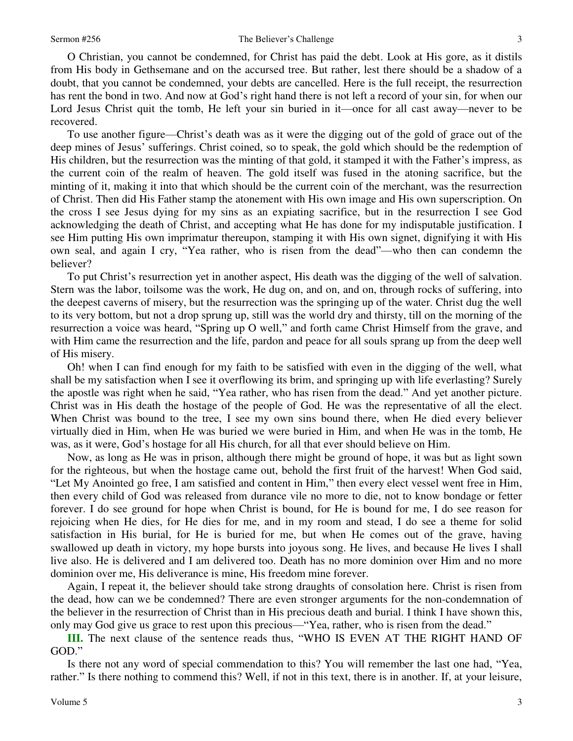O Christian, you cannot be condemned, for Christ has paid the debt. Look at His gore, as it distils from His body in Gethsemane and on the accursed tree. But rather, lest there should be a shadow of a doubt, that you cannot be condemned, your debts are cancelled. Here is the full receipt, the resurrection has rent the bond in two. And now at God's right hand there is not left a record of your sin, for when our Lord Jesus Christ quit the tomb, He left your sin buried in it—once for all cast away—never to be recovered.

To use another figure—Christ's death was as it were the digging out of the gold of grace out of the deep mines of Jesus' sufferings. Christ coined, so to speak, the gold which should be the redemption of His children, but the resurrection was the minting of that gold, it stamped it with the Father's impress, as the current coin of the realm of heaven. The gold itself was fused in the atoning sacrifice, but the minting of it, making it into that which should be the current coin of the merchant, was the resurrection of Christ. Then did His Father stamp the atonement with His own image and His own superscription. On the cross I see Jesus dying for my sins as an expiating sacrifice, but in the resurrection I see God acknowledging the death of Christ, and accepting what He has done for my indisputable justification. I see Him putting His own imprimatur thereupon, stamping it with His own signet, dignifying it with His own seal, and again I cry, "Yea rather, who is risen from the dead"—who then can condemn the believer?

To put Christ's resurrection yet in another aspect, His death was the digging of the well of salvation. Stern was the labor, toilsome was the work, He dug on, and on, and on, through rocks of suffering, into the deepest caverns of misery, but the resurrection was the springing up of the water. Christ dug the well to its very bottom, but not a drop sprung up, still was the world dry and thirsty, till on the morning of the resurrection a voice was heard, "Spring up O well," and forth came Christ Himself from the grave, and with Him came the resurrection and the life, pardon and peace for all souls sprang up from the deep well of His misery.

Oh! when I can find enough for my faith to be satisfied with even in the digging of the well, what shall be my satisfaction when I see it overflowing its brim, and springing up with life everlasting? Surely the apostle was right when he said, "Yea rather, who has risen from the dead." And yet another picture. Christ was in His death the hostage of the people of God. He was the representative of all the elect. When Christ was bound to the tree, I see my own sins bound there, when He died every believer virtually died in Him, when He was buried we were buried in Him, and when He was in the tomb, He was, as it were, God's hostage for all His church, for all that ever should believe on Him.

Now, as long as He was in prison, although there might be ground of hope, it was but as light sown for the righteous, but when the hostage came out, behold the first fruit of the harvest! When God said, "Let My Anointed go free, I am satisfied and content in Him," then every elect vessel went free in Him, then every child of God was released from durance vile no more to die, not to know bondage or fetter forever. I do see ground for hope when Christ is bound, for He is bound for me, I do see reason for rejoicing when He dies, for He dies for me, and in my room and stead, I do see a theme for solid satisfaction in His burial, for He is buried for me, but when He comes out of the grave, having swallowed up death in victory, my hope bursts into joyous song. He lives, and because He lives I shall live also. He is delivered and I am delivered too. Death has no more dominion over Him and no more dominion over me, His deliverance is mine, His freedom mine forever.

Again, I repeat it, the believer should take strong draughts of consolation here. Christ is risen from the dead, how can we be condemned? There are even stronger arguments for the non-condemnation of the believer in the resurrection of Christ than in His precious death and burial. I think I have shown this, only may God give us grace to rest upon this precious—"Yea, rather, who is risen from the dead."

**III.** The next clause of the sentence reads thus, "WHO IS EVEN AT THE RIGHT HAND OF GOD."

Is there not any word of special commendation to this? You will remember the last one had, "Yea, rather." Is there nothing to commend this? Well, if not in this text, there is in another. If, at your leisure,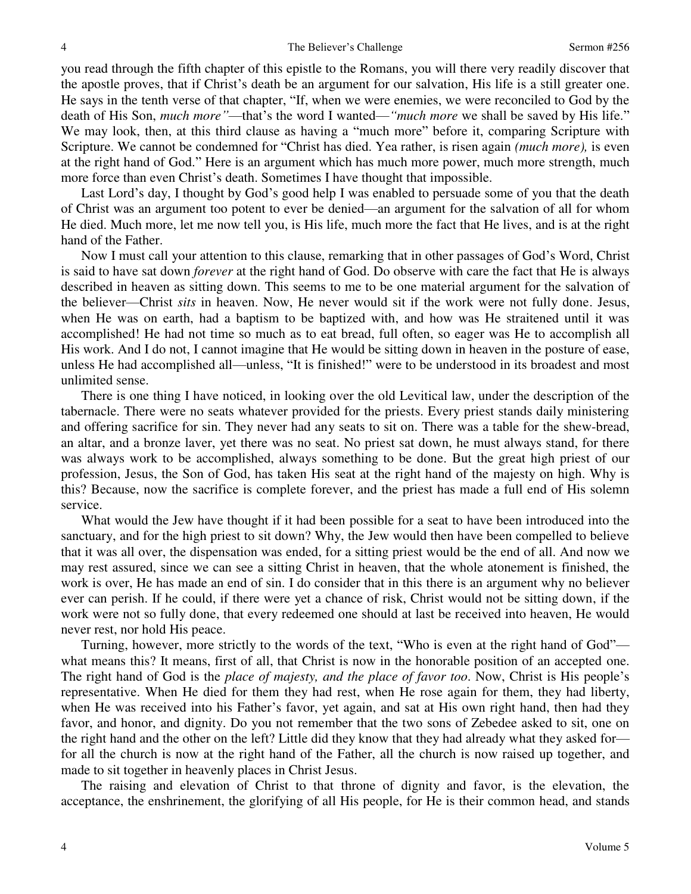you read through the fifth chapter of this epistle to the Romans, you will there very readily discover that the apostle proves, that if Christ's death be an argument for our salvation, His life is a still greater one. He says in the tenth verse of that chapter, "If, when we were enemies, we were reconciled to God by the death of His Son, *much more"*—that's the word I wanted—*"much more* we shall be saved by His life." We may look, then, at this third clause as having a "much more" before it, comparing Scripture with Scripture. We cannot be condemned for "Christ has died. Yea rather, is risen again *(much more),* is even at the right hand of God." Here is an argument which has much more power, much more strength, much more force than even Christ's death. Sometimes I have thought that impossible.

Last Lord's day, I thought by God's good help I was enabled to persuade some of you that the death of Christ was an argument too potent to ever be denied—an argument for the salvation of all for whom He died. Much more, let me now tell you, is His life, much more the fact that He lives, and is at the right hand of the Father.

Now I must call your attention to this clause, remarking that in other passages of God's Word, Christ is said to have sat down *forever* at the right hand of God. Do observe with care the fact that He is always described in heaven as sitting down. This seems to me to be one material argument for the salvation of the believer—Christ *sits* in heaven. Now, He never would sit if the work were not fully done. Jesus, when He was on earth, had a baptism to be baptized with, and how was He straitened until it was accomplished! He had not time so much as to eat bread, full often, so eager was He to accomplish all His work. And I do not, I cannot imagine that He would be sitting down in heaven in the posture of ease, unless He had accomplished all—unless, "It is finished!" were to be understood in its broadest and most unlimited sense.

There is one thing I have noticed, in looking over the old Levitical law, under the description of the tabernacle. There were no seats whatever provided for the priests. Every priest stands daily ministering and offering sacrifice for sin. They never had any seats to sit on. There was a table for the shew-bread, an altar, and a bronze laver, yet there was no seat. No priest sat down, he must always stand, for there was always work to be accomplished, always something to be done. But the great high priest of our profession, Jesus, the Son of God, has taken His seat at the right hand of the majesty on high. Why is this? Because, now the sacrifice is complete forever, and the priest has made a full end of His solemn service.

What would the Jew have thought if it had been possible for a seat to have been introduced into the sanctuary, and for the high priest to sit down? Why, the Jew would then have been compelled to believe that it was all over, the dispensation was ended, for a sitting priest would be the end of all. And now we may rest assured, since we can see a sitting Christ in heaven, that the whole atonement is finished, the work is over, He has made an end of sin. I do consider that in this there is an argument why no believer ever can perish. If he could, if there were yet a chance of risk, Christ would not be sitting down, if the work were not so fully done, that every redeemed one should at last be received into heaven, He would never rest, nor hold His peace.

Turning, however, more strictly to the words of the text, "Who is even at the right hand of God"—what means this? It means, first of all, that Christ is now in the honorable position of an accepted one. The right hand of God is the *place of majesty, and the place of favor too*. Now, Christ is His people's representative. When He died for them they had rest, when He rose again for them, they had liberty, when He was received into his Father's favor, yet again, and sat at His own right hand, then had they favor, and honor, and dignity. Do you not remember that the two sons of Zebedee asked to sit, one on the right hand and the other on the left? Little did they know that they had already what they asked for—for all the church is now at the right hand of the Father, all the church is now raised up together, and made to sit together in heavenly places in Christ Jesus.

The raising and elevation of Christ to that throne of dignity and favor, is the elevation, the acceptance, the enshrinement, the glorifying of all His people, for He is their common head, and stands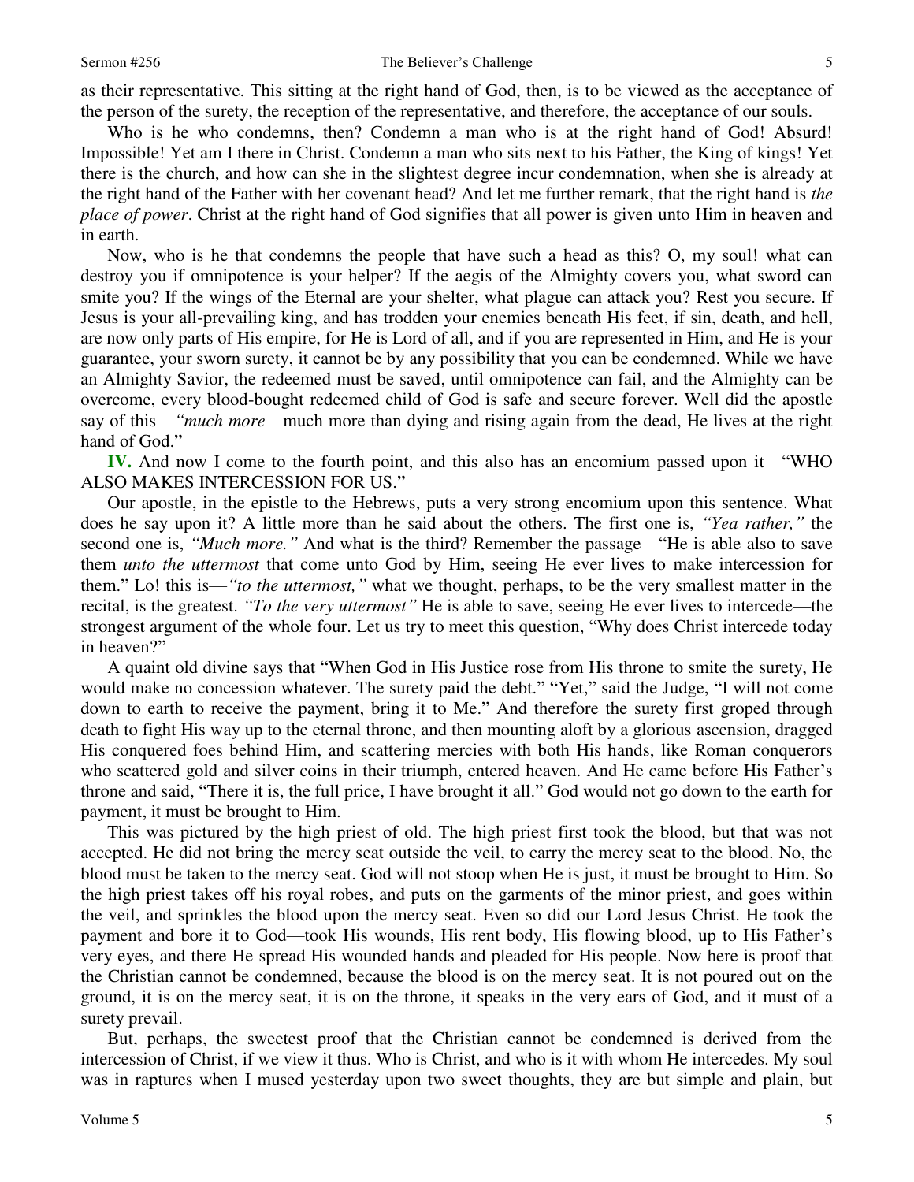as their representative. This sitting at the right hand of God, then, is to be viewed as the acceptance of the person of the surety, the reception of the representative, and therefore, the acceptance of our souls.

Who is he who condemns, then? Condemn a man who is at the right hand of God! Absurd! Impossible! Yet am I there in Christ. Condemn a man who sits next to his Father, the King of kings! Yet there is the church, and how can she in the slightest degree incur condemnation, when she is already at the right hand of the Father with her covenant head? And let me further remark, that the right hand is *the place of power*. Christ at the right hand of God signifies that all power is given unto Him in heaven and in earth.

Now, who is he that condemns the people that have such a head as this? O, my soul! what can destroy you if omnipotence is your helper? If the aegis of the Almighty covers you, what sword can smite you? If the wings of the Eternal are your shelter, what plague can attack you? Rest you secure. If Jesus is your all-prevailing king, and has trodden your enemies beneath His feet, if sin, death, and hell, are now only parts of His empire, for He is Lord of all, and if you are represented in Him, and He is your guarantee, your sworn surety, it cannot be by any possibility that you can be condemned. While we have an Almighty Savior, the redeemed must be saved, until omnipotence can fail, and the Almighty can be overcome, every blood-bought redeemed child of God is safe and secure forever. Well did the apostle say of this—*"much more*—much more than dying and rising again from the dead, He lives at the right hand of God."

**IV.** And now I come to the fourth point, and this also has an encomium passed upon it—"WHO ALSO MAKES INTERCESSION FOR US."

Our apostle, in the epistle to the Hebrews, puts a very strong encomium upon this sentence. What does he say upon it? A little more than he said about the others. The first one is, *"Yea rather,"* the second one is, *"Much more."* And what is the third? Remember the passage—"He is able also to save them *unto the uttermost* that come unto God by Him, seeing He ever lives to make intercession for them." Lo! this is—*"to the uttermost,"* what we thought, perhaps, to be the very smallest matter in the recital, is the greatest. *"To the very uttermost"* He is able to save, seeing He ever lives to intercede—the strongest argument of the whole four. Let us try to meet this question, "Why does Christ intercede today in heaven?"

A quaint old divine says that "When God in His Justice rose from His throne to smite the surety, He would make no concession whatever. The surety paid the debt." "Yet," said the Judge, "I will not come down to earth to receive the payment, bring it to Me." And therefore the surety first groped through death to fight His way up to the eternal throne, and then mounting aloft by a glorious ascension, dragged His conquered foes behind Him, and scattering mercies with both His hands, like Roman conquerors who scattered gold and silver coins in their triumph, entered heaven. And He came before His Father's throne and said, "There it is, the full price, I have brought it all." God would not go down to the earth for payment, it must be brought to Him.

This was pictured by the high priest of old. The high priest first took the blood, but that was not accepted. He did not bring the mercy seat outside the veil, to carry the mercy seat to the blood. No, the blood must be taken to the mercy seat. God will not stoop when He is just, it must be brought to Him. So the high priest takes off his royal robes, and puts on the garments of the minor priest, and goes within the veil, and sprinkles the blood upon the mercy seat. Even so did our Lord Jesus Christ. He took the payment and bore it to God—took His wounds, His rent body, His flowing blood, up to His Father's very eyes, and there He spread His wounded hands and pleaded for His people. Now here is proof that the Christian cannot be condemned, because the blood is on the mercy seat. It is not poured out on the ground, it is on the mercy seat, it is on the throne, it speaks in the very ears of God, and it must of a surety prevail.

But, perhaps, the sweetest proof that the Christian cannot be condemned is derived from the intercession of Christ, if we view it thus. Who is Christ, and who is it with whom He intercedes. My soul was in raptures when I mused yesterday upon two sweet thoughts, they are but simple and plain, but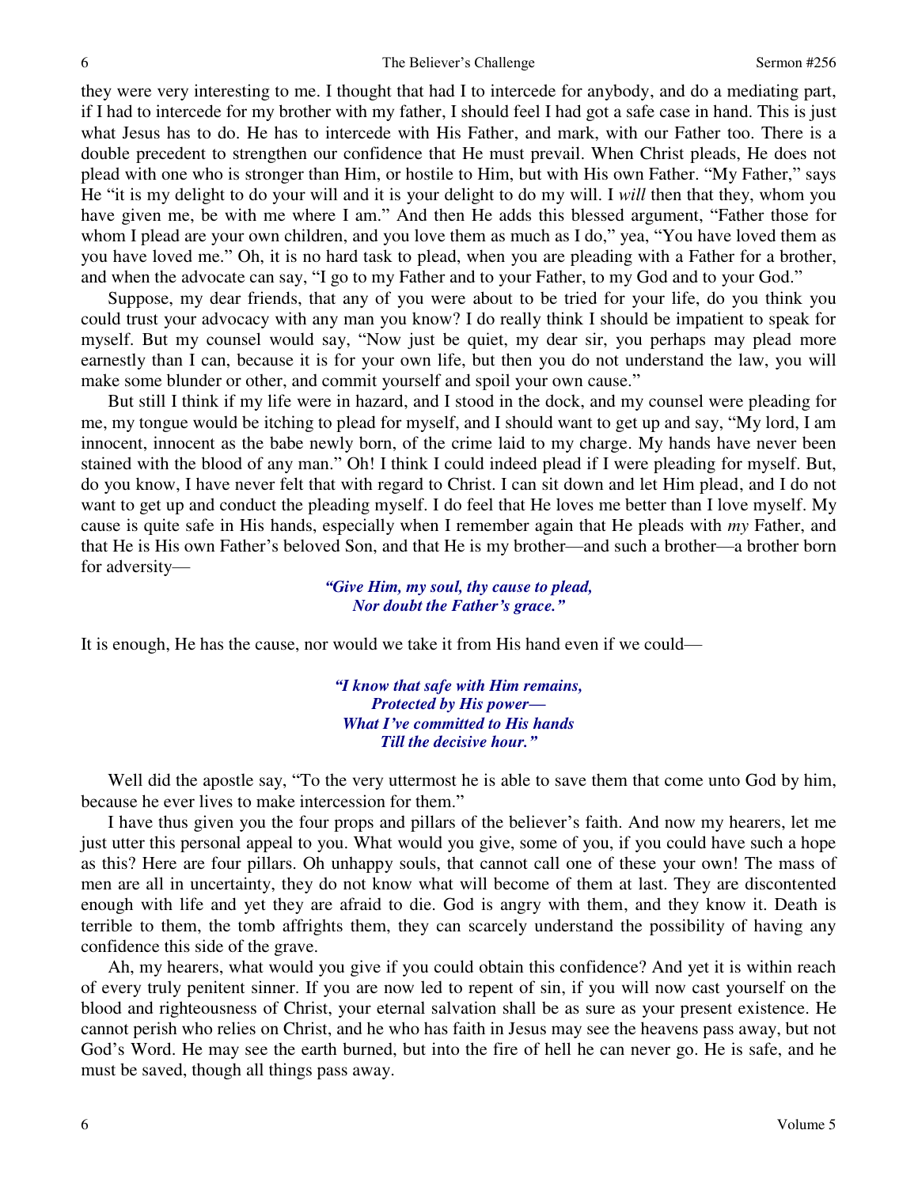they were very interesting to me. I thought that had I to intercede for anybody, and do a mediating part, if I had to intercede for my brother with my father, I should feel I had got a safe case in hand. This is just what Jesus has to do. He has to intercede with His Father, and mark, with our Father too. There is a double precedent to strengthen our confidence that He must prevail. When Christ pleads, He does not plead with one who is stronger than Him, or hostile to Him, but with His own Father. "My Father," says He "it is my delight to do your will and it is your delight to do my will. I *will* then that they, whom you have given me, be with me where I am." And then He adds this blessed argument, "Father those for whom I plead are your own children, and you love them as much as I do," yea, "You have loved them as you have loved me." Oh, it is no hard task to plead, when you are pleading with a Father for a brother, and when the advocate can say, "I go to my Father and to your Father, to my God and to your God."

Suppose, my dear friends, that any of you were about to be tried for your life, do you think you could trust your advocacy with any man you know? I do really think I should be impatient to speak for myself. But my counsel would say, "Now just be quiet, my dear sir, you perhaps may plead more earnestly than I can, because it is for your own life, but then you do not understand the law, you will make some blunder or other, and commit yourself and spoil your own cause."

But still I think if my life were in hazard, and I stood in the dock, and my counsel were pleading for me, my tongue would be itching to plead for myself, and I should want to get up and say, "My lord, I am innocent, innocent as the babe newly born, of the crime laid to my charge. My hands have never been stained with the blood of any man." Oh! I think I could indeed plead if I were pleading for myself. But, do you know, I have never felt that with regard to Christ. I can sit down and let Him plead, and I do not want to get up and conduct the pleading myself. I do feel that He loves me better than I love myself. My cause is quite safe in His hands, especially when I remember again that He pleads with *my* Father, and that He is His own Father's beloved Son, and that He is my brother—and such a brother—a brother born for adversity—

> ***"Give Him, my soul, thy cause to plead,***
> ***Nor doubt the Father's grace."***

It is enough, He has the cause, nor would we take it from His hand even if we could—

> ***"I know that safe with Him remains,***
> ***Protected by His power—***
> ***What I've committed to His hands***
> ***Till the decisive hour."***

Well did the apostle say, "To the very uttermost he is able to save them that come unto God by him, because he ever lives to make intercession for them."

I have thus given you the four props and pillars of the believer's faith. And now my hearers, let me just utter this personal appeal to you. What would you give, some of you, if you could have such a hope as this? Here are four pillars. Oh unhappy souls, that cannot call one of these your own! The mass of men are all in uncertainty, they do not know what will become of them at last. They are discontented enough with life and yet they are afraid to die. God is angry with them, and they know it. Death is terrible to them, the tomb affrights them, they can scarcely understand the possibility of having any confidence this side of the grave.

Ah, my hearers, what would you give if you could obtain this confidence? And yet it is within reach of every truly penitent sinner. If you are now led to repent of sin, if you will now cast yourself on the blood and righteousness of Christ, your eternal salvation shall be as sure as your present existence. He cannot perish who relies on Christ, and he who has faith in Jesus may see the heavens pass away, but not God's Word. He may see the earth burned, but into the fire of hell he can never go. He is safe, and he must be saved, though all things pass away.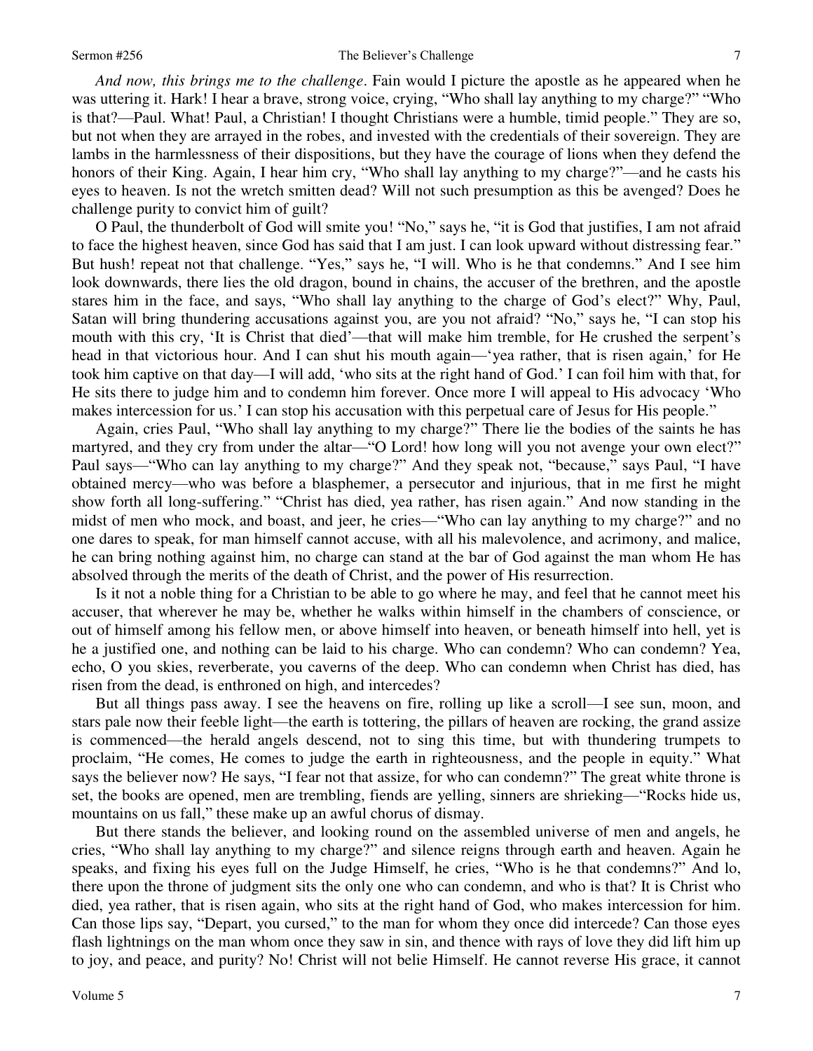*And now, this brings me to the challenge*. Fain would I picture the apostle as he appeared when he was uttering it. Hark! I hear a brave, strong voice, crying, "Who shall lay anything to my charge?" "Who is that?—Paul. What! Paul, a Christian! I thought Christians were a humble, timid people." They are so, but not when they are arrayed in the robes, and invested with the credentials of their sovereign. They are lambs in the harmlessness of their dispositions, but they have the courage of lions when they defend the honors of their King. Again, I hear him cry, "Who shall lay anything to my charge?"—and he casts his eyes to heaven. Is not the wretch smitten dead? Will not such presumption as this be avenged? Does he challenge purity to convict him of guilt?

O Paul, the thunderbolt of God will smite you! "No," says he, "it is God that justifies, I am not afraid to face the highest heaven, since God has said that I am just. I can look upward without distressing fear." But hush! repeat not that challenge. "Yes," says he, "I will. Who is he that condemns." And I see him look downwards, there lies the old dragon, bound in chains, the accuser of the brethren, and the apostle stares him in the face, and says, "Who shall lay anything to the charge of God's elect?" Why, Paul, Satan will bring thundering accusations against you, are you not afraid? "No," says he, "I can stop his mouth with this cry, 'It is Christ that died'—that will make him tremble, for He crushed the serpent's head in that victorious hour. And I can shut his mouth again—'yea rather, that is risen again,' for He took him captive on that day—I will add, 'who sits at the right hand of God.' I can foil him with that, for He sits there to judge him and to condemn him forever. Once more I will appeal to His advocacy 'Who makes intercession for us.' I can stop his accusation with this perpetual care of Jesus for His people."

Again, cries Paul, "Who shall lay anything to my charge?" There lie the bodies of the saints he has martyred, and they cry from under the altar—"O Lord! how long will you not avenge your own elect?" Paul says—"Who can lay anything to my charge?" And they speak not, "because," says Paul, "I have obtained mercy—who was before a blasphemer, a persecutor and injurious, that in me first he might show forth all long-suffering." "Christ has died, yea rather, has risen again." And now standing in the midst of men who mock, and boast, and jeer, he cries—"Who can lay anything to my charge?" and no one dares to speak, for man himself cannot accuse, with all his malevolence, and acrimony, and malice, he can bring nothing against him, no charge can stand at the bar of God against the man whom He has absolved through the merits of the death of Christ, and the power of His resurrection.

Is it not a noble thing for a Christian to be able to go where he may, and feel that he cannot meet his accuser, that wherever he may be, whether he walks within himself in the chambers of conscience, or out of himself among his fellow men, or above himself into heaven, or beneath himself into hell, yet is he a justified one, and nothing can be laid to his charge. Who can condemn? Who can condemn? Yea, echo, O you skies, reverberate, you caverns of the deep. Who can condemn when Christ has died, has risen from the dead, is enthroned on high, and intercedes?

But all things pass away. I see the heavens on fire, rolling up like a scroll—I see sun, moon, and stars pale now their feeble light—the earth is tottering, the pillars of heaven are rocking, the grand assize is commenced—the herald angels descend, not to sing this time, but with thundering trumpets to proclaim, "He comes, He comes to judge the earth in righteousness, and the people in equity." What says the believer now? He says, "I fear not that assize, for who can condemn?" The great white throne is set, the books are opened, men are trembling, fiends are yelling, sinners are shrieking—"Rocks hide us, mountains on us fall," these make up an awful chorus of dismay.

But there stands the believer, and looking round on the assembled universe of men and angels, he cries, "Who shall lay anything to my charge?" and silence reigns through earth and heaven. Again he speaks, and fixing his eyes full on the Judge Himself, he cries, "Who is he that condemns?" And lo, there upon the throne of judgment sits the only one who can condemn, and who is that? It is Christ who died, yea rather, that is risen again, who sits at the right hand of God, who makes intercession for him. Can those lips say, "Depart, you cursed," to the man for whom they once did intercede? Can those eyes flash lightnings on the man whom once they saw in sin, and thence with rays of love they did lift him up to joy, and peace, and purity? No! Christ will not belie Himself. He cannot reverse His grace, it cannot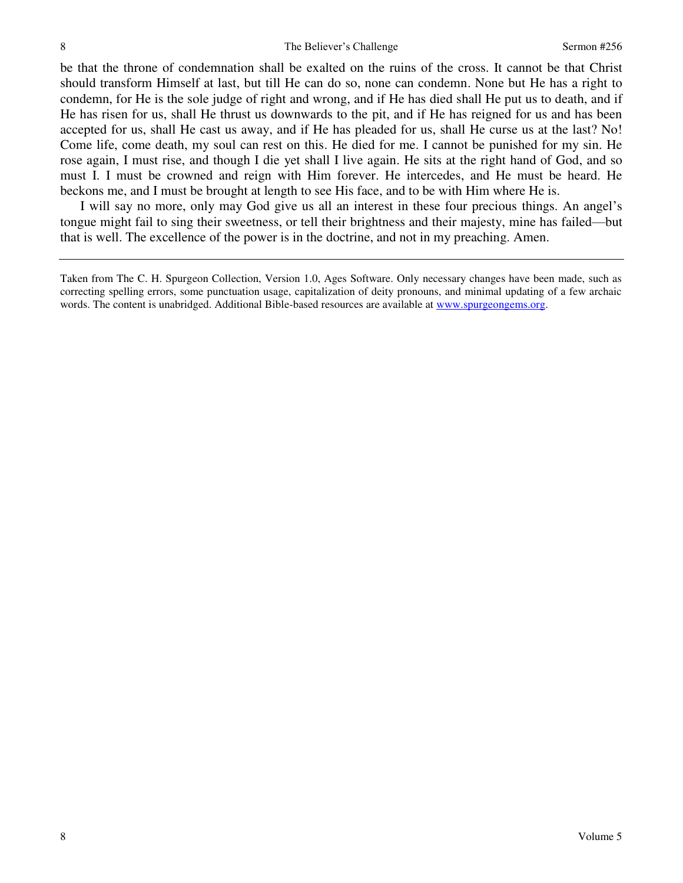be that the throne of condemnation shall be exalted on the ruins of the cross. It cannot be that Christ should transform Himself at last, but till He can do so, none can condemn. None but He has a right to condemn, for He is the sole judge of right and wrong, and if He has died shall He put us to death, and if He has risen for us, shall He thrust us downwards to the pit, and if He has reigned for us and has been accepted for us, shall He cast us away, and if He has pleaded for us, shall He curse us at the last? No! Come life, come death, my soul can rest on this. He died for me. I cannot be punished for my sin. He rose again, I must rise, and though I die yet shall I live again. He sits at the right hand of God, and so must I. I must be crowned and reign with Him forever. He intercedes, and He must be heard. He beckons me, and I must be brought at length to see His face, and to be with Him where He is.

I will say no more, only may God give us all an interest in these four precious things. An angel's tongue might fail to sing their sweetness, or tell their brightness and their majesty, mine has failed—but that is well. The excellence of the power is in the doctrine, and not in my preaching. Amen.

---

Taken from The C. H. Spurgeon Collection, Version 1.0, Ages Software. Only necessary changes have been made, such as correcting spelling errors, some punctuation usage, capitalization of deity pronouns, and minimal updating of a few archaic words. The content is unabridged. Additional Bible-based resources are available at www.spurgeongems.org.